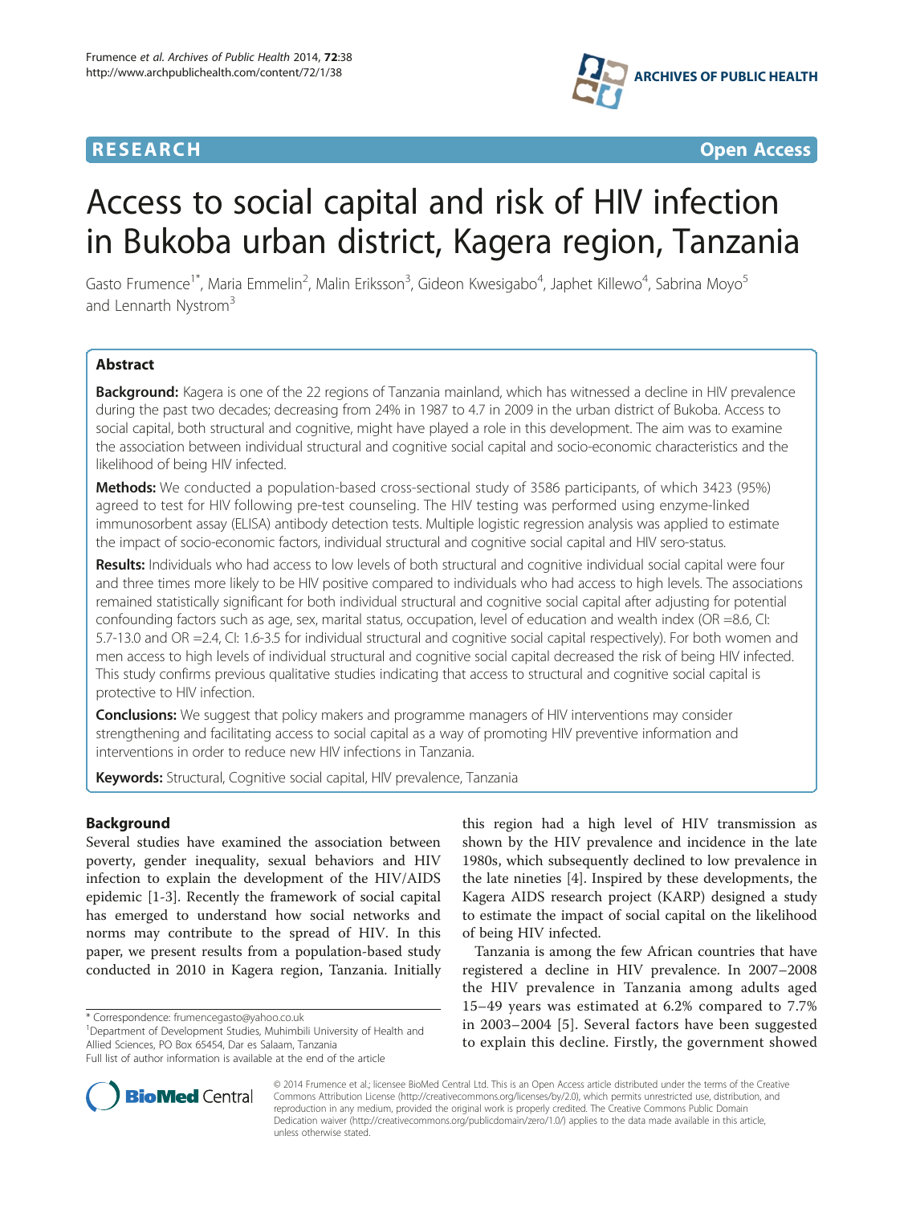RESEARCH Open Access

# Access to social capital and risk of HIV infection in Bukoba urban district, Kagera region, Tanzania

Gasto Frumence[1*], Maria Emmelin[2], Malin Eriksson[3], Gideon Kwesigabo[4], Japhet Killewo[4], Sabrina Moyo[5] and Lennarth Nystrom[3]

## Abstract

**Background:** Kagera is one of the 22 regions of Tanzania mainland, which has witnessed a decline in HIV prevalence during the past two decades; decreasing from 24% in 1987 to 4.7 in 2009 in the urban district of Bukoba. Access to social capital, both structural and cognitive, might have played a role in this development. The aim was to examine the association between individual structural and cognitive social capital and socio-economic characteristics and the likelihood of being HIV infected.

**Methods:** We conducted a population-based cross-sectional study of 3586 participants, of which 3423 (95%) agreed to test for HIV following pre-test counseling. The HIV testing was performed using enzyme-linked immunosorbent assay (ELISA) antibody detection tests. Multiple logistic regression analysis was applied to estimate the impact of socio-economic factors, individual structural and cognitive social capital and HIV sero-status.

**Results:** Individuals who had access to low levels of both structural and cognitive individual social capital were four and three times more likely to be HIV positive compared to individuals who had access to high levels. The associations remained statistically significant for both individual structural and cognitive social capital after adjusting for potential confounding factors such as age, sex, marital status, occupation, level of education and wealth index (OR =8.6, CI: 5.7-13.0 and OR =2.4, CI: 1.6-3.5 for individual structural and cognitive social capital respectively). For both women and men access to high levels of individual structural and cognitive social capital decreased the risk of being HIV infected. This study confirms previous qualitative studies indicating that access to structural and cognitive social capital is protective to HIV infection.

**Conclusions:** We suggest that policy makers and programme managers of HIV interventions may consider strengthening and facilitating access to social capital as a way of promoting HIV preventive information and interventions in order to reduce new HIV infections in Tanzania.

**Keywords:** Structural, Cognitive social capital, HIV prevalence, Tanzania

## Background

Several studies have examined the association between poverty, gender inequality, sexual behaviors and HIV infection to explain the development of the HIV/AIDS epidemic [1-3]. Recently the framework of social capital has emerged to understand how social networks and norms may contribute to the spread of HIV. In this paper, we present results from a population-based study conducted in 2010 in Kagera region, Tanzania. Initially this region had a high level of HIV transmission as shown by the HIV prevalence and incidence in the late 1980s, which subsequently declined to low prevalence in the late nineties [4]. Inspired by these developments, the Kagera AIDS research project (KARP) designed a study to estimate the impact of social capital on the likelihood of being HIV infected.

Tanzania is among the few African countries that have registered a decline in HIV prevalence. In 2007–2008 the HIV prevalence in Tanzania among adults aged 15–49 years was estimated at 6.2% compared to 7.7% in 2003–2004 [5]. Several factors have been suggested to explain this decline. Firstly, the government showed

\* Correspondence: frumencegasto@yahoo.co.uk
[1]Department of Development Studies, Muhimbili University of Health and Allied Sciences, PO Box 65454, Dar es Salaam, Tanzania
Full list of author information is available at the end of the article

© 2014 Frumence et al.; licensee BioMed Central Ltd. This is an Open Access article distributed under the terms of the Creative Commons Attribution License (http://creativecommons.org/licenses/by/2.0), which permits unrestricted use, distribution, and reproduction in any medium, provided the original work is properly credited. The Creative Commons Public Domain Dedication waiver (http://creativecommons.org/publicdomain/zero/1.0/) applies to the data made available in this article, unless otherwise stated.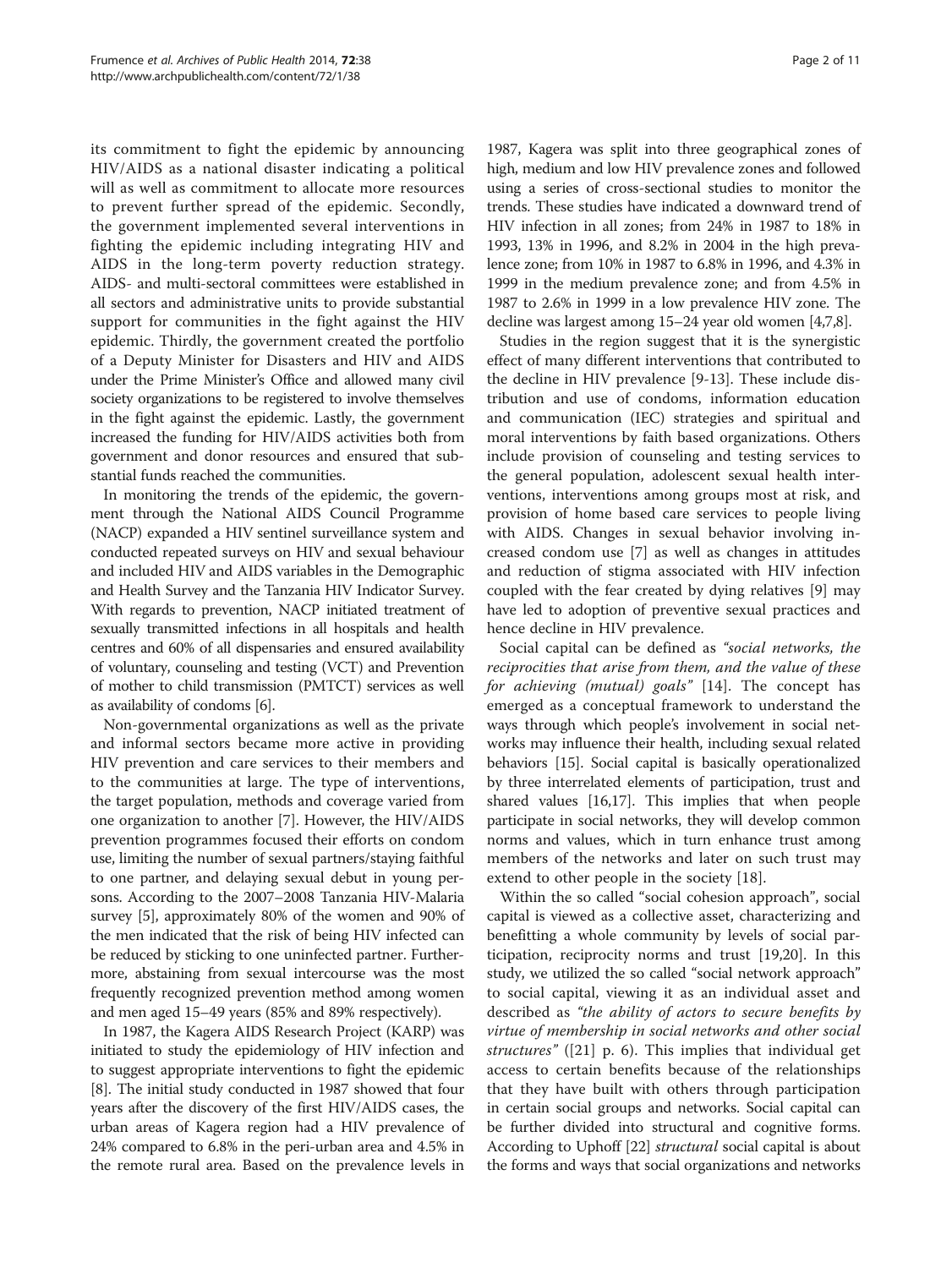its commitment to fight the epidemic by announcing HIV/AIDS as a national disaster indicating a political will as well as commitment to allocate more resources to prevent further spread of the epidemic. Secondly, the government implemented several interventions in fighting the epidemic including integrating HIV and AIDS in the long-term poverty reduction strategy. AIDS- and multi-sectoral committees were established in all sectors and administrative units to provide substantial support for communities in the fight against the HIV epidemic. Thirdly, the government created the portfolio of a Deputy Minister for Disasters and HIV and AIDS under the Prime Minister's Office and allowed many civil society organizations to be registered to involve themselves in the fight against the epidemic. Lastly, the government increased the funding for HIV/AIDS activities both from government and donor resources and ensured that substantial funds reached the communities.

In monitoring the trends of the epidemic, the government through the National AIDS Council Programme (NACP) expanded a HIV sentinel surveillance system and conducted repeated surveys on HIV and sexual behaviour and included HIV and AIDS variables in the Demographic and Health Survey and the Tanzania HIV Indicator Survey. With regards to prevention, NACP initiated treatment of sexually transmitted infections in all hospitals and health centres and 60% of all dispensaries and ensured availability of voluntary, counseling and testing (VCT) and Prevention of mother to child transmission (PMTCT) services as well as availability of condoms [6].

Non-governmental organizations as well as the private and informal sectors became more active in providing HIV prevention and care services to their members and to the communities at large. The type of interventions, the target population, methods and coverage varied from one organization to another [7]. However, the HIV/AIDS prevention programmes focused their efforts on condom use, limiting the number of sexual partners/staying faithful to one partner, and delaying sexual debut in young persons. According to the 2007–2008 Tanzania HIV-Malaria survey [5], approximately 80% of the women and 90% of the men indicated that the risk of being HIV infected can be reduced by sticking to one uninfected partner. Furthermore, abstaining from sexual intercourse was the most frequently recognized prevention method among women and men aged 15–49 years (85% and 89% respectively).

In 1987, the Kagera AIDS Research Project (KARP) was initiated to study the epidemiology of HIV infection and to suggest appropriate interventions to fight the epidemic [8]. The initial study conducted in 1987 showed that four years after the discovery of the first HIV/AIDS cases, the urban areas of Kagera region had a HIV prevalence of 24% compared to 6.8% in the peri-urban area and 4.5% in the remote rural area. Based on the prevalence levels in 1987, Kagera was split into three geographical zones of high, medium and low HIV prevalence zones and followed using a series of cross-sectional studies to monitor the trends. These studies have indicated a downward trend of HIV infection in all zones; from 24% in 1987 to 18% in 1993, 13% in 1996, and 8.2% in 2004 in the high prevalence zone; from 10% in 1987 to 6.8% in 1996, and 4.3% in 1999 in the medium prevalence zone; and from 4.5% in 1987 to 2.6% in 1999 in a low prevalence HIV zone. The decline was largest among 15–24 year old women [4,7,8].

Studies in the region suggest that it is the synergistic effect of many different interventions that contributed to the decline in HIV prevalence [9-13]. These include distribution and use of condoms, information education and communication (IEC) strategies and spiritual and moral interventions by faith based organizations. Others include provision of counseling and testing services to the general population, adolescent sexual health interventions, interventions among groups most at risk, and provision of home based care services to people living with AIDS. Changes in sexual behavior involving increased condom use [7] as well as changes in attitudes and reduction of stigma associated with HIV infection coupled with the fear created by dying relatives [9] may have led to adoption of preventive sexual practices and hence decline in HIV prevalence.

Social capital can be defined as *"social networks, the reciprocities that arise from them, and the value of these for achieving (mutual) goals"* [14]. The concept has emerged as a conceptual framework to understand the ways through which people's involvement in social networks may influence their health, including sexual related behaviors [15]. Social capital is basically operationalized by three interrelated elements of participation, trust and shared values [16,17]. This implies that when people participate in social networks, they will develop common norms and values, which in turn enhance trust among members of the networks and later on such trust may extend to other people in the society [18].

Within the so called "social cohesion approach", social capital is viewed as a collective asset, characterizing and benefitting a whole community by levels of social participation, reciprocity norms and trust [19,20]. In this study, we utilized the so called "social network approach" to social capital, viewing it as an individual asset and described as *"the ability of actors to secure benefits by virtue of membership in social networks and other social structures"* ([21] p. 6). This implies that individual get access to certain benefits because of the relationships that they have built with others through participation in certain social groups and networks. Social capital can be further divided into structural and cognitive forms. According to Uphoff [22] *structural* social capital is about the forms and ways that social organizations and networks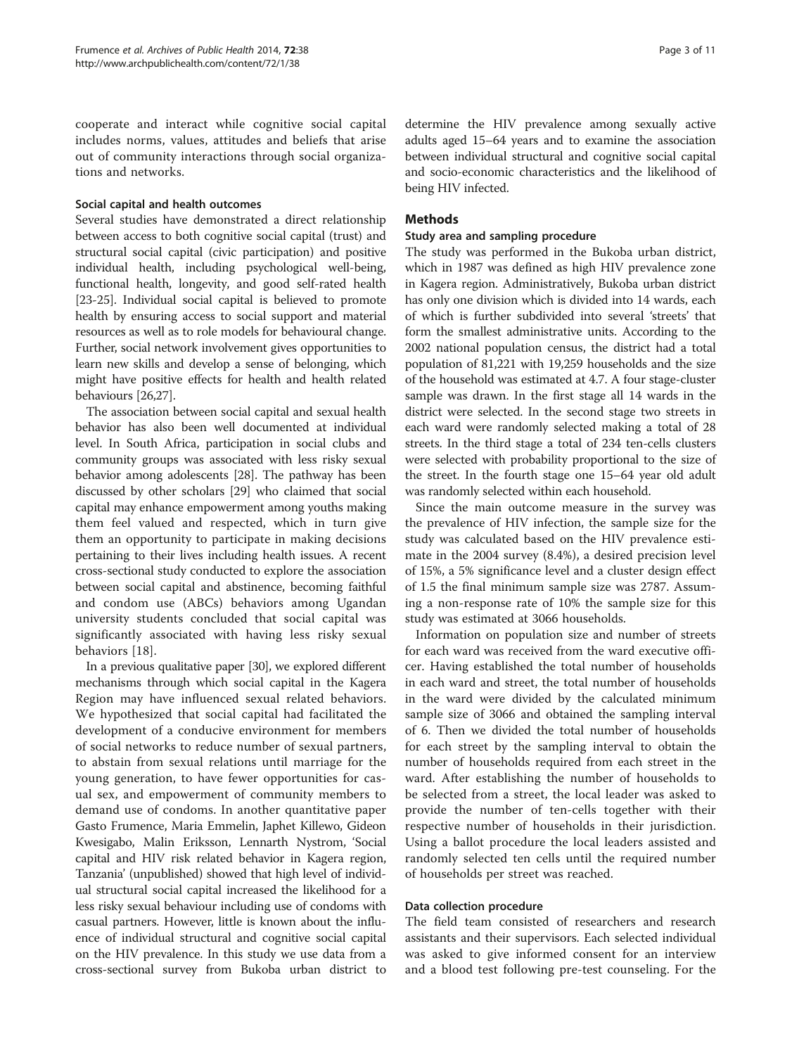cooperate and interact while cognitive social capital includes norms, values, attitudes and beliefs that arise out of community interactions through social organizations and networks.

### Social capital and health outcomes

Several studies have demonstrated a direct relationship between access to both cognitive social capital (trust) and structural social capital (civic participation) and positive individual health, including psychological well-being, functional health, longevity, and good self-rated health [23-25]. Individual social capital is believed to promote health by ensuring access to social support and material resources as well as to role models for behavioural change. Further, social network involvement gives opportunities to learn new skills and develop a sense of belonging, which might have positive effects for health and health related behaviours [26,27].

The association between social capital and sexual health behavior has also been well documented at individual level. In South Africa, participation in social clubs and community groups was associated with less risky sexual behavior among adolescents [28]. The pathway has been discussed by other scholars [29] who claimed that social capital may enhance empowerment among youths making them feel valued and respected, which in turn give them an opportunity to participate in making decisions pertaining to their lives including health issues. A recent cross-sectional study conducted to explore the association between social capital and abstinence, becoming faithful and condom use (ABCs) behaviors among Ugandan university students concluded that social capital was significantly associated with having less risky sexual behaviors [18].

In a previous qualitative paper [30], we explored different mechanisms through which social capital in the Kagera Region may have influenced sexual related behaviors. We hypothesized that social capital had facilitated the development of a conducive environment for members of social networks to reduce number of sexual partners, to abstain from sexual relations until marriage for the young generation, to have fewer opportunities for casual sex, and empowerment of community members to demand use of condoms. In another quantitative paper Gasto Frumence, Maria Emmelin, Japhet Killewo, Gideon Kwesigabo, Malin Eriksson, Lennarth Nystrom, 'Social capital and HIV risk related behavior in Kagera region, Tanzania' (unpublished) showed that high level of individual structural social capital increased the likelihood for a less risky sexual behaviour including use of condoms with casual partners. However, little is known about the influence of individual structural and cognitive social capital on the HIV prevalence. In this study we use data from a cross-sectional survey from Bukoba urban district to determine the HIV prevalence among sexually active adults aged 15–64 years and to examine the association between individual structural and cognitive social capital and socio-economic characteristics and the likelihood of being HIV infected.

## Methods

### Study area and sampling procedure

The study was performed in the Bukoba urban district, which in 1987 was defined as high HIV prevalence zone in Kagera region. Administratively, Bukoba urban district has only one division which is divided into 14 wards, each of which is further subdivided into several 'streets' that form the smallest administrative units. According to the 2002 national population census, the district had a total population of 81,221 with 19,259 households and the size of the household was estimated at 4.7. A four stage-cluster sample was drawn. In the first stage all 14 wards in the district were selected. In the second stage two streets in each ward were randomly selected making a total of 28 streets. In the third stage a total of 234 ten-cells clusters were selected with probability proportional to the size of the street. In the fourth stage one 15–64 year old adult was randomly selected within each household.

Since the main outcome measure in the survey was the prevalence of HIV infection, the sample size for the study was calculated based on the HIV prevalence estimate in the 2004 survey (8.4%), a desired precision level of 15%, a 5% significance level and a cluster design effect of 1.5 the final minimum sample size was 2787. Assuming a non-response rate of 10% the sample size for this study was estimated at 3066 households.

Information on population size and number of streets for each ward was received from the ward executive officer. Having established the total number of households in each ward and street, the total number of households in the ward were divided by the calculated minimum sample size of 3066 and obtained the sampling interval of 6. Then we divided the total number of households for each street by the sampling interval to obtain the number of households required from each street in the ward. After establishing the number of households to be selected from a street, the local leader was asked to provide the number of ten-cells together with their respective number of households in their jurisdiction. Using a ballot procedure the local leaders assisted and randomly selected ten cells until the required number of households per street was reached.

### Data collection procedure

The field team consisted of researchers and research assistants and their supervisors. Each selected individual was asked to give informed consent for an interview and a blood test following pre-test counseling. For the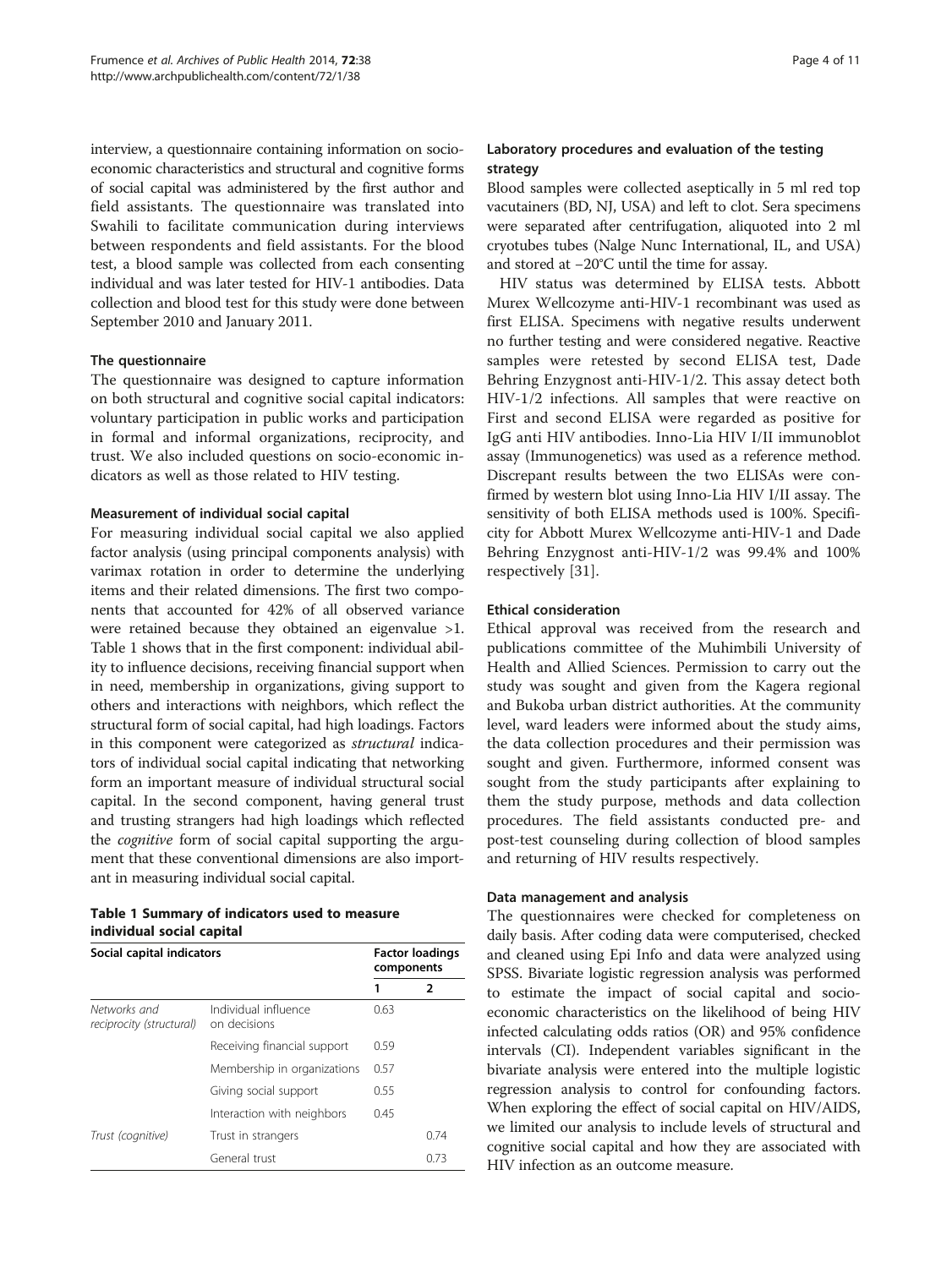interview, a questionnaire containing information on socio-economic characteristics and structural and cognitive forms of social capital was administered by the first author and field assistants. The questionnaire was translated into Swahili to facilitate communication during interviews between respondents and field assistants. For the blood test, a blood sample was collected from each consenting individual and was later tested for HIV-1 antibodies. Data collection and blood test for this study were done between September 2010 and January 2011.

#### The questionnaire

The questionnaire was designed to capture information on both structural and cognitive social capital indicators: voluntary participation in public works and participation in formal and informal organizations, reciprocity, and trust. We also included questions on socio-economic indicators as well as those related to HIV testing.

#### Measurement of individual social capital

For measuring individual social capital we also applied factor analysis (using principal components analysis) with varimax rotation in order to determine the underlying items and their related dimensions. The first two components that accounted for 42% of all observed variance were retained because they obtained an eigenvalue >1. Table 1 shows that in the first component: individual ability to influence decisions, receiving financial support when in need, membership in organizations, giving support to others and interactions with neighbors, which reflect the structural form of social capital, had high loadings. Factors in this component were categorized as *structural* indicators of individual social capital indicating that networking form an important measure of individual structural social capital. In the second component, having general trust and trusting strangers had high loadings which reflected the *cognitive* form of social capital supporting the argument that these conventional dimensions are also important in measuring individual social capital.

**Table 1 Summary of indicators used to measure individual social capital**

| Social capital indicators | | Factor loadings components | |
|---|---|---|---|
| | | 1 | 2 |
| *Networks and reciprocity (structural)* | Individual influence on decisions | 0.63 | |
| | Receiving financial support | 0.59 | |
| | Membership in organizations | 0.57 | |
| | Giving social support | 0.55 | |
| | Interaction with neighbors | 0.45 | |
| *Trust (cognitive)* | Trust in strangers | | 0.74 |
| | General trust | | 0.73 |

#### Laboratory procedures and evaluation of the testing strategy

Blood samples were collected aseptically in 5 ml red top vacutainers (BD, NJ, USA) and left to clot. Sera specimens were separated after centrifugation, aliquoted into 2 ml cryotubes tubes (Nalge Nunc International, IL, and USA) and stored at −20°C until the time for assay.

HIV status was determined by ELISA tests. Abbott Murex Wellcozyme anti-HIV-1 recombinant was used as first ELISA. Specimens with negative results underwent no further testing and were considered negative. Reactive samples were retested by second ELISA test, Dade Behring Enzygnost anti-HIV-1/2. This assay detect both HIV-1/2 infections. All samples that were reactive on First and second ELISA were regarded as positive for IgG anti HIV antibodies. Inno-Lia HIV I/II immunoblot assay (Immunogenetics) was used as a reference method. Discrepant results between the two ELISAs were confirmed by western blot using Inno-Lia HIV I/II assay. The sensitivity of both ELISA methods used is 100%. Specificity for Abbott Murex Wellcozyme anti-HIV-1 and Dade Behring Enzygnost anti-HIV-1/2 was 99.4% and 100% respectively [31].

#### Ethical consideration

Ethical approval was received from the research and publications committee of the Muhimbili University of Health and Allied Sciences. Permission to carry out the study was sought and given from the Kagera regional and Bukoba urban district authorities. At the community level, ward leaders were informed about the study aims, the data collection procedures and their permission was sought and given. Furthermore, informed consent was sought from the study participants after explaining to them the study purpose, methods and data collection procedures. The field assistants conducted pre- and post-test counseling during collection of blood samples and returning of HIV results respectively.

#### Data management and analysis

The questionnaires were checked for completeness on daily basis. After coding data were computerised, checked and cleaned using Epi Info and data were analyzed using SPSS. Bivariate logistic regression analysis was performed to estimate the impact of social capital and socio-economic characteristics on the likelihood of being HIV infected calculating odds ratios (OR) and 95% confidence intervals (CI). Independent variables significant in the bivariate analysis were entered into the multiple logistic regression analysis to control for confounding factors. When exploring the effect of social capital on HIV/AIDS, we limited our analysis to include levels of structural and cognitive social capital and how they are associated with HIV infection as an outcome measure.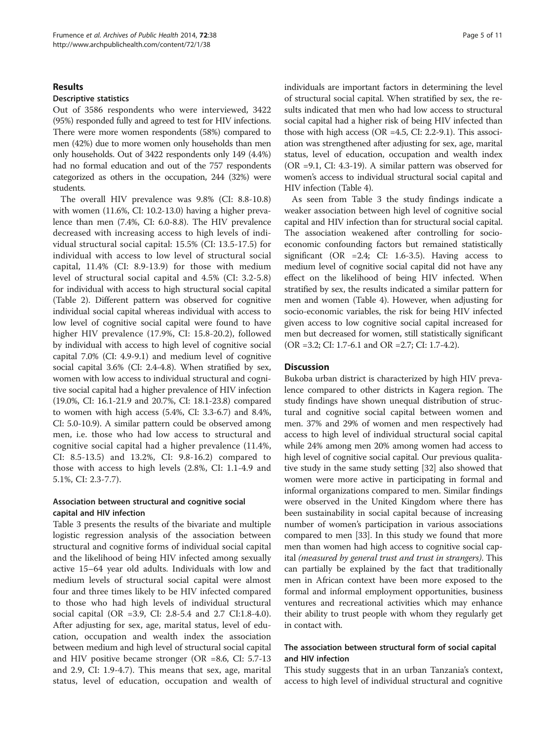## Results

### Descriptive statistics

Out of 3586 respondents who were interviewed, 3422 (95%) responded fully and agreed to test for HIV infections. There were more women respondents (58%) compared to men (42%) due to more women only households than men only households. Out of 3422 respondents only 149 (4.4%) had no formal education and out of the 757 respondents categorized as others in the occupation, 244 (32%) were students.

The overall HIV prevalence was 9.8% (CI: 8.8-10.8) with women (11.6%, CI: 10.2-13.0) having a higher prevalence than men (7.4%, CI: 6.0-8.8). The HIV prevalence decreased with increasing access to high levels of individual structural social capital: 15.5% (CI: 13.5-17.5) for individual with access to low level of structural social capital, 11.4% (CI: 8.9-13.9) for those with medium level of structural social capital and 4.5% (CI: 3.2-5.8) for individual with access to high structural social capital (Table 2). Different pattern was observed for cognitive individual social capital whereas individual with access to low level of cognitive social capital were found to have higher HIV prevalence (17.9%, CI: 15.8-20.2), followed by individual with access to high level of cognitive social capital 7.0% (CI: 4.9-9.1) and medium level of cognitive social capital 3.6% (CI: 2.4-4.8). When stratified by sex, women with low access to individual structural and cognitive social capital had a higher prevalence of HIV infection (19.0%, CI: 16.1-21.9 and 20.7%, CI: 18.1-23.8) compared to women with high access (5.4%, CI: 3.3-6.7) and 8.4%, CI: 5.0-10.9). A similar pattern could be observed among men, i.e. those who had low access to structural and cognitive social capital had a higher prevalence (11.4%, CI: 8.5-13.5) and 13.2%, CI: 9.8-16.2) compared to those with access to high levels (2.8%, CI: 1.1-4.9 and 5.1%, CI: 2.3-7.7).

### Association between structural and cognitive social capital and HIV infection

Table 3 presents the results of the bivariate and multiple logistic regression analysis of the association between structural and cognitive forms of individual social capital and the likelihood of being HIV infected among sexually active 15–64 year old adults. Individuals with low and medium levels of structural social capital were almost four and three times likely to be HIV infected compared to those who had high levels of individual structural social capital (OR =3.9, CI: 2.8-5.4 and 2.7 CI:1.8-4.0). After adjusting for sex, age, marital status, level of education, occupation and wealth index the association between medium and high level of structural social capital and HIV positive became stronger (OR =8.6, CI: 5.7-13 and 2.9, CI: 1.9-4.7). This means that sex, age, marital status, level of education, occupation and wealth of individuals are important factors in determining the level of structural social capital. When stratified by sex, the results indicated that men who had low access to structural social capital had a higher risk of being HIV infected than those with high access (OR =4.5, CI: 2.2-9.1). This association was strengthened after adjusting for sex, age, marital status, level of education, occupation and wealth index (OR =9.1, CI: 4.3-19). A similar pattern was observed for women's access to individual structural social capital and HIV infection (Table 4).

As seen from Table 3 the study findings indicate a weaker association between high level of cognitive social capital and HIV infection than for structural social capital. The association weakened after controlling for socio-economic confounding factors but remained statistically significant (OR =2.4; CI: 1.6-3.5). Having access to medium level of cognitive social capital did not have any effect on the likelihood of being HIV infected. When stratified by sex, the results indicated a similar pattern for men and women (Table 4). However, when adjusting for socio-economic variables, the risk for being HIV infected given access to low cognitive social capital increased for men but decreased for women, still statistically significant (OR =3.2; CI: 1.7-6.1 and OR =2.7; CI: 1.7-4.2).

## Discussion

Bukoba urban district is characterized by high HIV prevalence compared to other districts in Kagera region. The study findings have shown unequal distribution of structural and cognitive social capital between women and men. 37% and 29% of women and men respectively had access to high level of individual structural social capital while 24% among men 20% among women had access to high level of cognitive social capital. Our previous qualitative study in the same study setting [32] also showed that women were more active in participating in formal and informal organizations compared to men. Similar findings were observed in the United Kingdom where there has been sustainability in social capital because of increasing number of women's participation in various associations compared to men [33]. In this study we found that more men than women had high access to cognitive social capital *(measured by general trust and trust in strangers)*. This can partially be explained by the fact that traditionally men in African context have been more exposed to the formal and informal employment opportunities, business ventures and recreational activities which may enhance their ability to trust people with whom they regularly get in contact with.

### The association between structural form of social capital and HIV infection

This study suggests that in an urban Tanzania's context, access to high level of individual structural and cognitive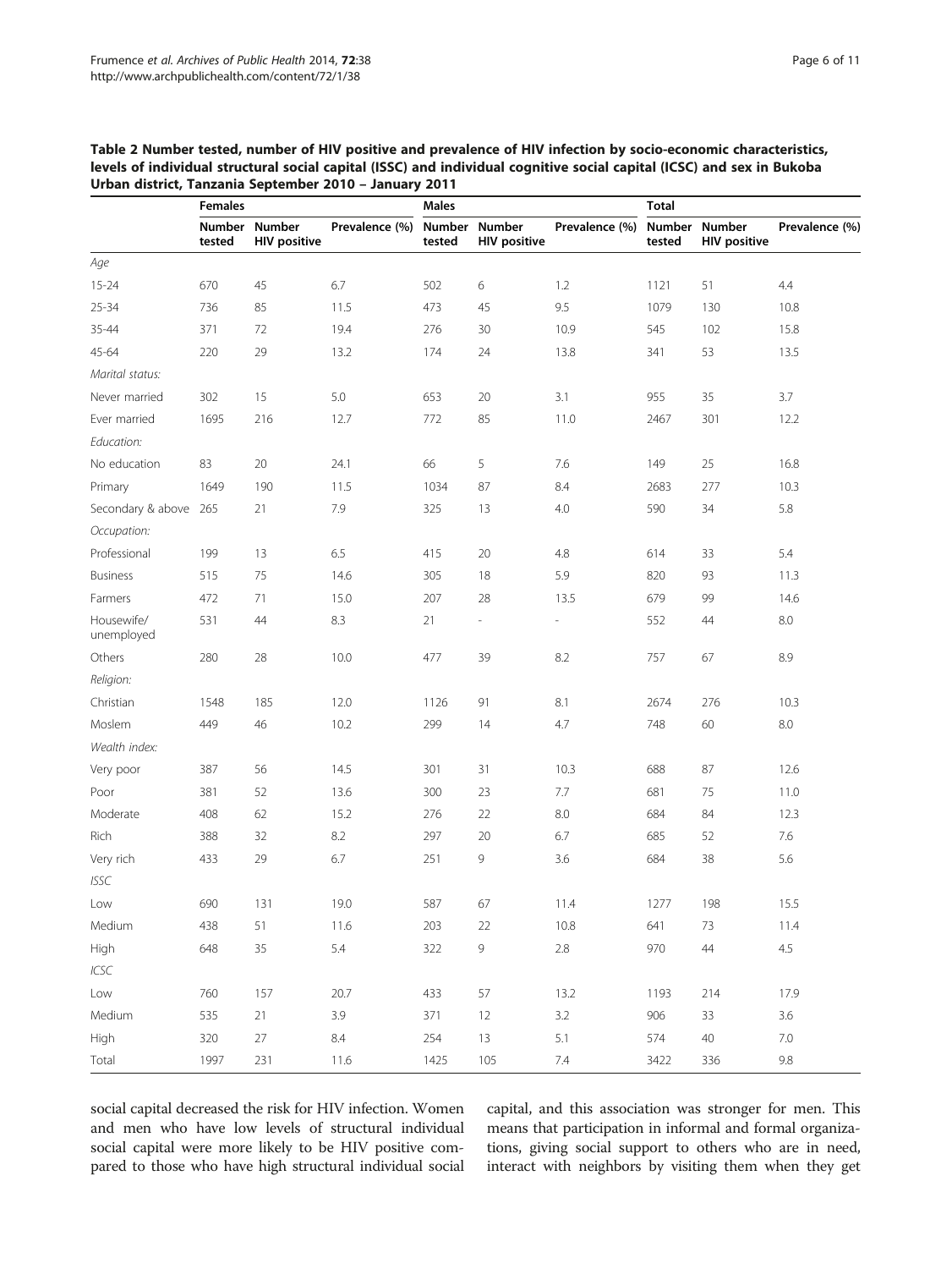**Table 2 Number tested, number of HIV positive and prevalence of HIV infection by socio-economic characteristics, levels of individual structural social capital (ISSC) and individual cognitive social capital (ICSC) and sex in Bukoba Urban district, Tanzania September 2010 – January 2011**

| | Females | | | Males | | | Total | | |
|---|---|---|---|---|---|---|---|---|---|
| | Number tested | Number HIV positive | Prevalence (%) | Number tested | Number HIV positive | Prevalence (%) | Number tested | Number HIV positive | Prevalence (%) |
| *Age* | | | | | | | | | |
| 15-24 | 670 | 45 | 6.7 | 502 | 6 | 1.2 | 1121 | 51 | 4.4 |
| 25-34 | 736 | 85 | 11.5 | 473 | 45 | 9.5 | 1079 | 130 | 10.8 |
| 35-44 | 371 | 72 | 19.4 | 276 | 30 | 10.9 | 545 | 102 | 15.8 |
| 45-64 | 220 | 29 | 13.2 | 174 | 24 | 13.8 | 341 | 53 | 13.5 |
| *Marital status:* | | | | | | | | | |
| Never married | 302 | 15 | 5.0 | 653 | 20 | 3.1 | 955 | 35 | 3.7 |
| Ever married | 1695 | 216 | 12.7 | 772 | 85 | 11.0 | 2467 | 301 | 12.2 |
| *Education:* | | | | | | | | | |
| No education | 83 | 20 | 24.1 | 66 | 5 | 7.6 | 149 | 25 | 16.8 |
| Primary | 1649 | 190 | 11.5 | 1034 | 87 | 8.4 | 2683 | 277 | 10.3 |
| Secondary & above | 265 | 21 | 7.9 | 325 | 13 | 4.0 | 590 | 34 | 5.8 |
| *Occupation:* | | | | | | | | | |
| Professional | 199 | 13 | 6.5 | 415 | 20 | 4.8 | 614 | 33 | 5.4 |
| Business | 515 | 75 | 14.6 | 305 | 18 | 5.9 | 820 | 93 | 11.3 |
| Farmers | 472 | 71 | 15.0 | 207 | 28 | 13.5 | 679 | 99 | 14.6 |
| Housewife/ unemployed | 531 | 44 | 8.3 | 21 | - | - | 552 | 44 | 8.0 |
| Others | 280 | 28 | 10.0 | 477 | 39 | 8.2 | 757 | 67 | 8.9 |
| *Religion:* | | | | | | | | | |
| Christian | 1548 | 185 | 12.0 | 1126 | 91 | 8.1 | 2674 | 276 | 10.3 |
| Moslem | 449 | 46 | 10.2 | 299 | 14 | 4.7 | 748 | 60 | 8.0 |
| *Wealth index:* | | | | | | | | | |
| Very poor | 387 | 56 | 14.5 | 301 | 31 | 10.3 | 688 | 87 | 12.6 |
| Poor | 381 | 52 | 13.6 | 300 | 23 | 7.7 | 681 | 75 | 11.0 |
| Moderate | 408 | 62 | 15.2 | 276 | 22 | 8.0 | 684 | 84 | 12.3 |
| Rich | 388 | 32 | 8.2 | 297 | 20 | 6.7 | 685 | 52 | 7.6 |
| Very rich | 433 | 29 | 6.7 | 251 | 9 | 3.6 | 684 | 38 | 5.6 |
| *ISSC* | | | | | | | | | |
| Low | 690 | 131 | 19.0 | 587 | 67 | 11.4 | 1277 | 198 | 15.5 |
| Medium | 438 | 51 | 11.6 | 203 | 22 | 10.8 | 641 | 73 | 11.4 |
| High | 648 | 35 | 5.4 | 322 | 9 | 2.8 | 970 | 44 | 4.5 |
| *ICSC* | | | | | | | | | |
| Low | 760 | 157 | 20.7 | 433 | 57 | 13.2 | 1193 | 214 | 17.9 |
| Medium | 535 | 21 | 3.9 | 371 | 12 | 3.2 | 906 | 33 | 3.6 |
| High | 320 | 27 | 8.4 | 254 | 13 | 5.1 | 574 | 40 | 7.0 |
| Total | 1997 | 231 | 11.6 | 1425 | 105 | 7.4 | 3422 | 336 | 9.8 |

social capital decreased the risk for HIV infection. Women and men who have low levels of structural individual social capital were more likely to be HIV positive compared to those who have high structural individual social capital, and this association was stronger for men. This means that participation in informal and formal organizations, giving social support to others who are in need, interact with neighbors by visiting them when they get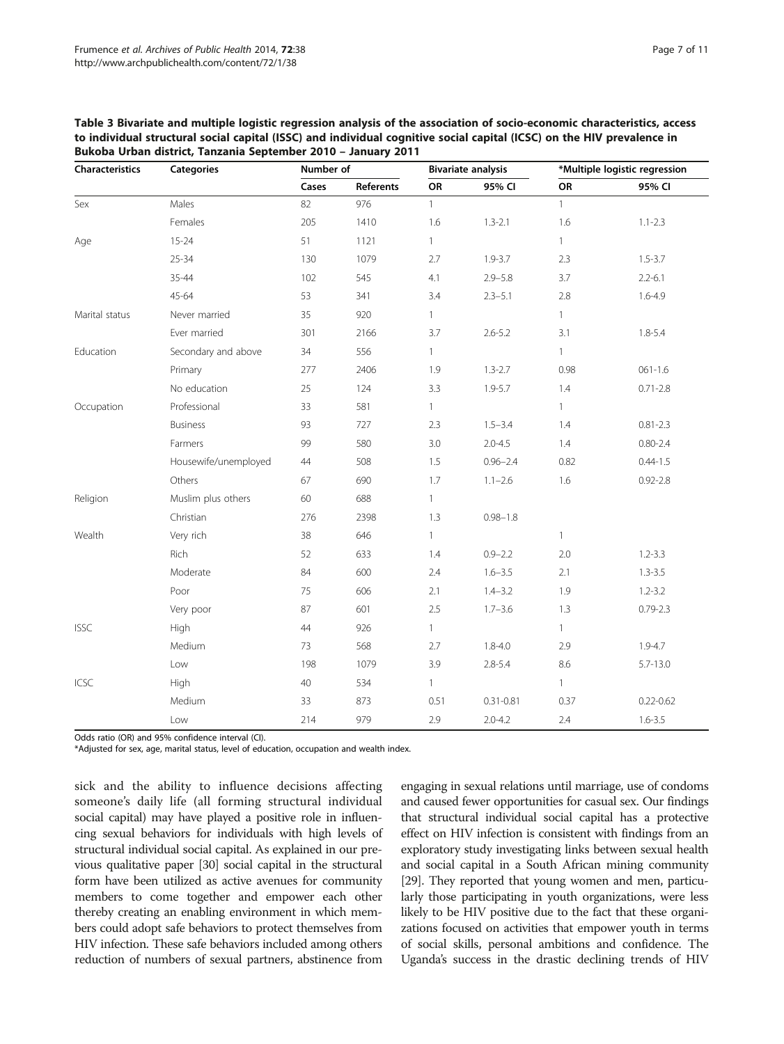**Table 3 Bivariate and multiple logistic regression analysis of the association of socio-economic characteristics, access to individual structural social capital (ISSC) and individual cognitive social capital (ICSC) on the HIV prevalence in Bukoba Urban district, Tanzania September 2010 – January 2011**

| Characteristics | Categories | Number of | | Bivariate analysis | | *Multiple logistic regression | |
|---|---|---|---|---|---|---|---|
| | | Cases | Referents | OR | 95% CI | OR | 95% CI |
| Sex | Males | 82 | 976 | 1 | | 1 | |
| | Females | 205 | 1410 | 1.6 | 1.3-2.1 | 1.6 | 1.1-2.3 |
| Age | 15-24 | 51 | 1121 | 1 | | 1 | |
| | 25-34 | 130 | 1079 | 2.7 | 1.9-3.7 | 2.3 | 1.5-3.7 |
| | 35-44 | 102 | 545 | 4.1 | 2.9–5.8 | 3.7 | 2.2-6.1 |
| | 45-64 | 53 | 341 | 3.4 | 2.3–5.1 | 2.8 | 1.6-4.9 |
| Marital status | Never married | 35 | 920 | 1 | | 1 | |
| | Ever married | 301 | 2166 | 3.7 | 2.6-5.2 | 3.1 | 1.8-5.4 |
| Education | Secondary and above | 34 | 556 | 1 | | 1 | |
| | Primary | 277 | 2406 | 1.9 | 1.3-2.7 | 0.98 | 061-1.6 |
| | No education | 25 | 124 | 3.3 | 1.9-5.7 | 1.4 | 0.71-2.8 |
| Occupation | Professional | 33 | 581 | 1 | | 1 | |
| | Business | 93 | 727 | 2.3 | 1.5–3.4 | 1.4 | 0.81-2.3 |
| | Farmers | 99 | 580 | 3.0 | 2.0-4.5 | 1.4 | 0.80-2.4 |
| | Housewife/unemployed | 44 | 508 | 1.5 | 0.96–2.4 | 0.82 | 0.44-1.5 |
| | Others | 67 | 690 | 1.7 | 1.1–2.6 | 1.6 | 0.92-2.8 |
| Religion | Muslim plus others | 60 | 688 | 1 | | | |
| | Christian | 276 | 2398 | 1.3 | 0.98–1.8 | | |
| Wealth | Very rich | 38 | 646 | 1 | | 1 | |
| | Rich | 52 | 633 | 1.4 | 0.9–2.2 | 2.0 | 1.2-3.3 |
| | Moderate | 84 | 600 | 2.4 | 1.6–3.5 | 2.1 | 1.3-3.5 |
| | Poor | 75 | 606 | 2.1 | 1.4–3.2 | 1.9 | 1.2-3.2 |
| | Very poor | 87 | 601 | 2.5 | 1.7–3.6 | 1.3 | 0.79-2.3 |
| ISSC | High | 44 | 926 | 1 | | 1 | |
| | Medium | 73 | 568 | 2.7 | 1.8-4.0 | 2.9 | 1.9-4.7 |
| | Low | 198 | 1079 | 3.9 | 2.8-5.4 | 8.6 | 5.7-13.0 |
| ICSC | High | 40 | 534 | 1 | | 1 | |
| | Medium | 33 | 873 | 0.51 | 0.31-0.81 | 0.37 | 0.22-0.62 |
| | Low | 214 | 979 | 2.9 | 2.0-4.2 | 2.4 | 1.6-3.5 |

Odds ratio (OR) and 95% confidence interval (CI).
*Adjusted for sex, age, marital status, level of education, occupation and wealth index.

sick and the ability to influence decisions affecting someone's daily life (all forming structural individual social capital) may have played a positive role in influencing sexual behaviors for individuals with high levels of structural individual social capital. As explained in our previous qualitative paper [30] social capital in the structural form have been utilized as active avenues for community members to come together and empower each other thereby creating an enabling environment in which members could adopt safe behaviors to protect themselves from HIV infection. These safe behaviors included among others reduction of numbers of sexual partners, abstinence from engaging in sexual relations until marriage, use of condoms and caused fewer opportunities for casual sex. Our findings that structural individual social capital has a protective effect on HIV infection is consistent with findings from an exploratory study investigating links between sexual health and social capital in a South African mining community [29]. They reported that young women and men, particularly those participating in youth organizations, were less likely to be HIV positive due to the fact that these organizations focused on activities that empower youth in terms of social skills, personal ambitions and confidence. The Uganda's success in the drastic declining trends of HIV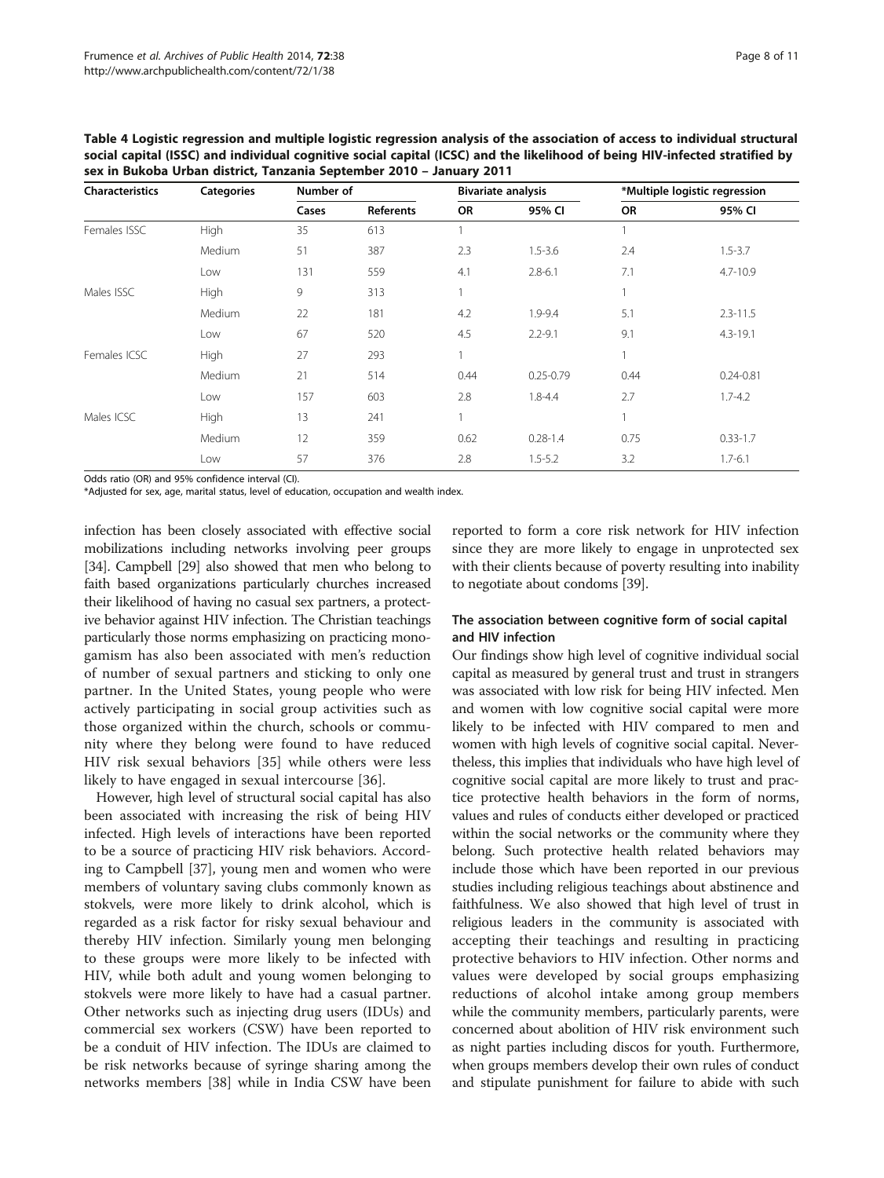**Table 4 Logistic regression and multiple logistic regression analysis of the association of access to individual structural social capital (ISSC) and individual cognitive social capital (ICSC) and the likelihood of being HIV-infected stratified by sex in Bukoba Urban district, Tanzania September 2010 – January 2011**

| Characteristics | Categories | Number of | | Bivariate analysis | | *Multiple logistic regression | |
|---|---|---|---|---|---|---|---|
| | | Cases | Referents | OR | 95% CI | OR | 95% CI |
| Females ISSC | High | 35 | 613 | 1 | | 1 | |
| | Medium | 51 | 387 | 2.3 | 1.5-3.6 | 2.4 | 1.5-3.7 |
| | Low | 131 | 559 | 4.1 | 2.8-6.1 | 7.1 | 4.7-10.9 |
| Males ISSC | High | 9 | 313 | 1 | | 1 | |
| | Medium | 22 | 181 | 4.2 | 1.9-9.4 | 5.1 | 2.3-11.5 |
| | Low | 67 | 520 | 4.5 | 2.2-9.1 | 9.1 | 4.3-19.1 |
| Females ICSC | High | 27 | 293 | 1 | | 1 | |
| | Medium | 21 | 514 | 0.44 | 0.25-0.79 | 0.44 | 0.24-0.81 |
| | Low | 157 | 603 | 2.8 | 1.8-4.4 | 2.7 | 1.7-4.2 |
| Males ICSC | High | 13 | 241 | 1 | | 1 | |
| | Medium | 12 | 359 | 0.62 | 0.28-1.4 | 0.75 | 0.33-1.7 |
| | Low | 57 | 376 | 2.8 | 1.5-5.2 | 3.2 | 1.7-6.1 |

Odds ratio (OR) and 95% confidence interval (CI).

*Adjusted for sex, age, marital status, level of education, occupation and wealth index.

infection has been closely associated with effective social mobilizations including networks involving peer groups [34]. Campbell [29] also showed that men who belong to faith based organizations particularly churches increased their likelihood of having no casual sex partners, a protective behavior against HIV infection. The Christian teachings particularly those norms emphasizing on practicing monogamism has also been associated with men's reduction of number of sexual partners and sticking to only one partner. In the United States, young people who were actively participating in social group activities such as those organized within the church, schools or community where they belong were found to have reduced HIV risk sexual behaviors [35] while others were less likely to have engaged in sexual intercourse [36].

However, high level of structural social capital has also been associated with increasing the risk of being HIV infected. High levels of interactions have been reported to be a source of practicing HIV risk behaviors. According to Campbell [37], young men and women who were members of voluntary saving clubs commonly known as stokvels, were more likely to drink alcohol, which is regarded as a risk factor for risky sexual behaviour and thereby HIV infection. Similarly young men belonging to these groups were more likely to be infected with HIV, while both adult and young women belonging to stokvels were more likely to have had a casual partner. Other networks such as injecting drug users (IDUs) and commercial sex workers (CSW) have been reported to be a conduit of HIV infection. The IDUs are claimed to be risk networks because of syringe sharing among the networks members [38] while in India CSW have been reported to form a core risk network for HIV infection since they are more likely to engage in unprotected sex with their clients because of poverty resulting into inability to negotiate about condoms [39].

### The association between cognitive form of social capital and HIV infection

Our findings show high level of cognitive individual social capital as measured by general trust and trust in strangers was associated with low risk for being HIV infected. Men and women with low cognitive social capital were more likely to be infected with HIV compared to men and women with high levels of cognitive social capital. Nevertheless, this implies that individuals who have high level of cognitive social capital are more likely to trust and practice protective health behaviors in the form of norms, values and rules of conducts either developed or practiced within the social networks or the community where they belong. Such protective health related behaviors may include those which have been reported in our previous studies including religious teachings about abstinence and faithfulness. We also showed that high level of trust in religious leaders in the community is associated with accepting their teachings and resulting in practicing protective behaviors to HIV infection. Other norms and values were developed by social groups emphasizing reductions of alcohol intake among group members while the community members, particularly parents, were concerned about abolition of HIV risk environment such as night parties including discos for youth. Furthermore, when groups members develop their own rules of conduct and stipulate punishment for failure to abide with such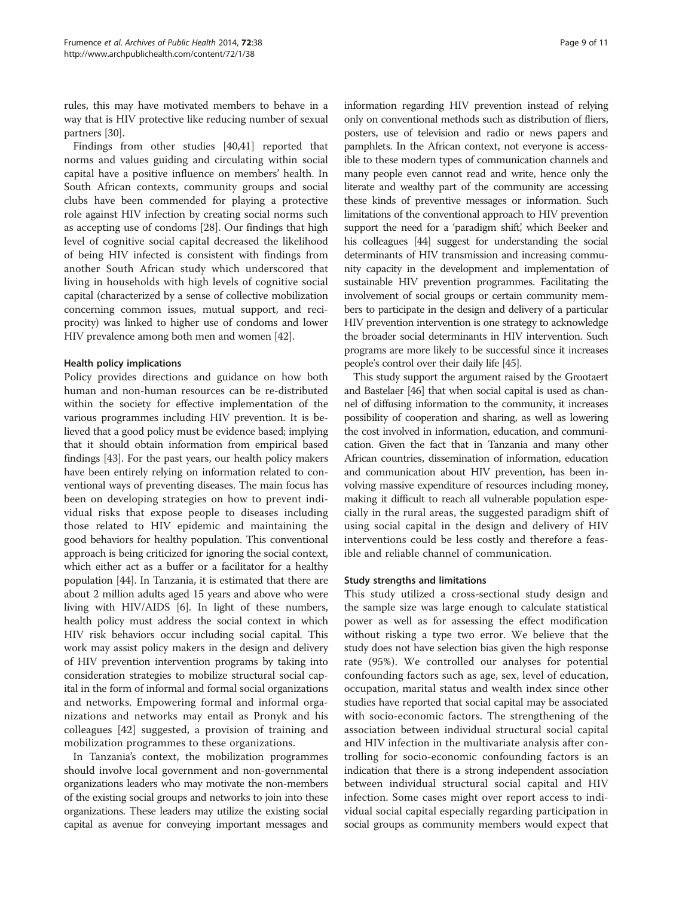rules, this may have motivated members to behave in a way that is HIV protective like reducing number of sexual partners [30].

Findings from other studies [40,41] reported that norms and values guiding and circulating within social capital have a positive influence on members' health. In South African contexts, community groups and social clubs have been commended for playing a protective role against HIV infection by creating social norms such as accepting use of condoms [28]. Our findings that high level of cognitive social capital decreased the likelihood of being HIV infected is consistent with findings from another South African study which underscored that living in households with high levels of cognitive social capital (characterized by a sense of collective mobilization concerning common issues, mutual support, and reciprocity) was linked to higher use of condoms and lower HIV prevalence among both men and women [42].

### Health policy implications

Policy provides directions and guidance on how both human and non-human resources can be re-distributed within the society for effective implementation of the various programmes including HIV prevention. It is believed that a good policy must be evidence based; implying that it should obtain information from empirical based findings [43]. For the past years, our health policy makers have been entirely relying on information related to conventional ways of preventing diseases. The main focus has been on developing strategies on how to prevent individual risks that expose people to diseases including those related to HIV epidemic and maintaining the good behaviors for healthy population. This conventional approach is being criticized for ignoring the social context, which either act as a buffer or a facilitator for a healthy population [44]. In Tanzania, it is estimated that there are about 2 million adults aged 15 years and above who were living with HIV/AIDS [6]. In light of these numbers, health policy must address the social context in which HIV risk behaviors occur including social capital. This work may assist policy makers in the design and delivery of HIV prevention intervention programs by taking into consideration strategies to mobilize structural social capital in the form of informal and formal social organizations and networks. Empowering formal and informal organizations and networks may entail as Pronyk and his colleagues [42] suggested, a provision of training and mobilization programmes to these organizations.

In Tanzania's context, the mobilization programmes should involve local government and non-governmental organizations leaders who may motivate the non-members of the existing social groups and networks to join into these organizations. These leaders may utilize the existing social capital as avenue for conveying important messages and information regarding HIV prevention instead of relying only on conventional methods such as distribution of fliers, posters, use of television and radio or news papers and pamphlets. In the African context, not everyone is accessible to these modern types of communication channels and many people even cannot read and write, hence only the literate and wealthy part of the community are accessing these kinds of preventive messages or information. Such limitations of the conventional approach to HIV prevention support the need for a 'paradigm shift', which Beeker and his colleagues [44] suggest for understanding the social determinants of HIV transmission and increasing community capacity in the development and implementation of sustainable HIV prevention programmes. Facilitating the involvement of social groups or certain community members to participate in the design and delivery of a particular HIV prevention intervention is one strategy to acknowledge the broader social determinants in HIV intervention. Such programs are more likely to be successful since it increases people's control over their daily life [45].

This study support the argument raised by the Grootaert and Bastelaer [46] that when social capital is used as channel of diffusing information to the community, it increases possibility of cooperation and sharing, as well as lowering the cost involved in information, education, and communication. Given the fact that in Tanzania and many other African countries, dissemination of information, education and communication about HIV prevention, has been involving massive expenditure of resources including money, making it difficult to reach all vulnerable population especially in the rural areas, the suggested paradigm shift of using social capital in the design and delivery of HIV interventions could be less costly and therefore a feasible and reliable channel of communication.

### Study strengths and limitations

This study utilized a cross-sectional study design and the sample size was large enough to calculate statistical power as well as for assessing the effect modification without risking a type two error. We believe that the study does not have selection bias given the high response rate (95%). We controlled our analyses for potential confounding factors such as age, sex, level of education, occupation, marital status and wealth index since other studies have reported that social capital may be associated with socio-economic factors. The strengthening of the association between individual structural social capital and HIV infection in the multivariate analysis after controlling for socio-economic confounding factors is an indication that there is a strong independent association between individual structural social capital and HIV infection. Some cases might over report access to individual social capital especially regarding participation in social groups as community members would expect that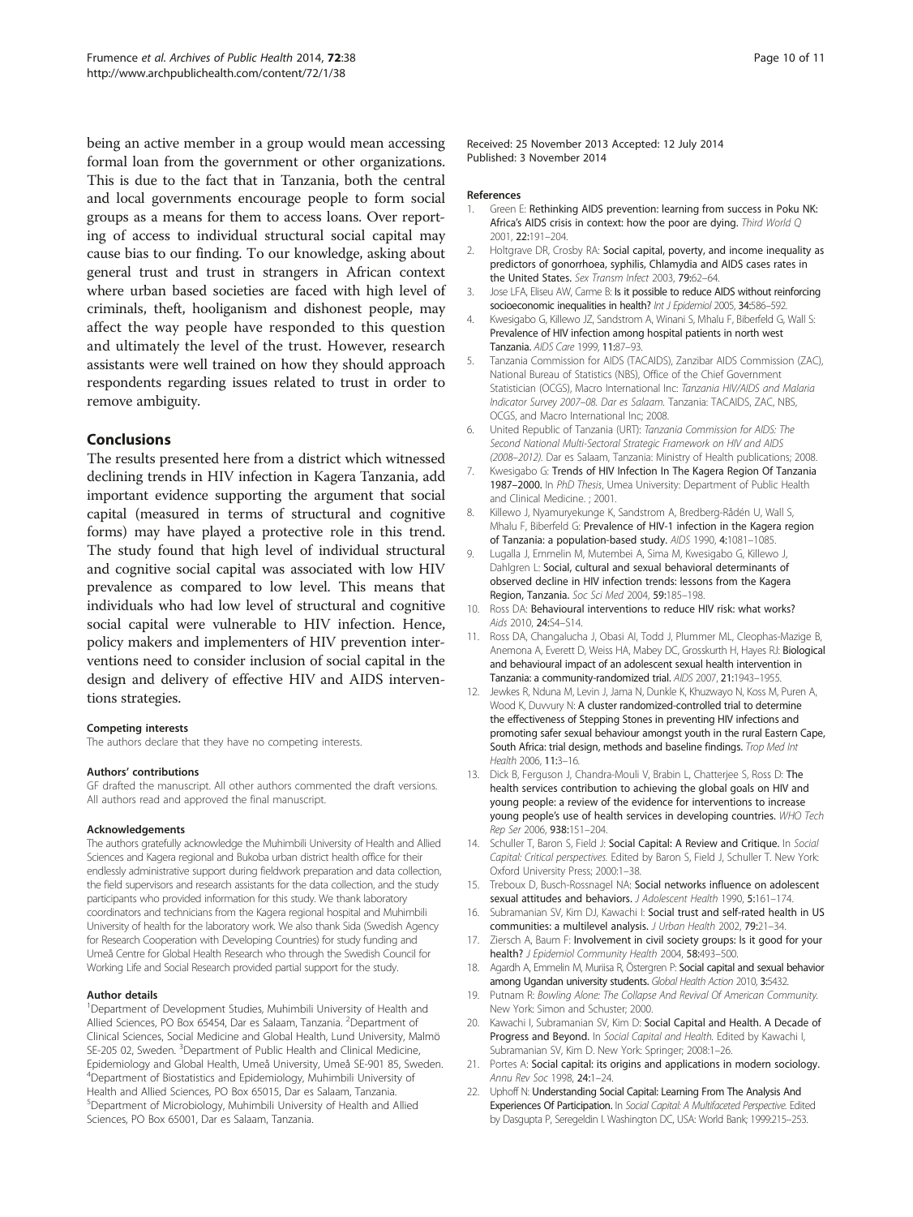being an active member in a group would mean accessing formal loan from the government or other organizations. This is due to the fact that in Tanzania, both the central and local governments encourage people to form social groups as a means for them to access loans. Over reporting of access to individual structural social capital may cause bias to our finding. To our knowledge, asking about general trust and trust in strangers in African context where urban based societies are faced with high level of criminals, theft, hooliganism and dishonest people, may affect the way people have responded to this question and ultimately the level of the trust. However, research assistants were well trained on how they should approach respondents regarding issues related to trust in order to remove ambiguity.

## Conclusions

The results presented here from a district which witnessed declining trends in HIV infection in Kagera Tanzania, add important evidence supporting the argument that social capital (measured in terms of structural and cognitive forms) may have played a protective role in this trend. The study found that high level of individual structural and cognitive social capital was associated with low HIV prevalence as compared to low level. This means that individuals who had low level of structural and cognitive social capital were vulnerable to HIV infection. Hence, policy makers and implementers of HIV prevention interventions need to consider inclusion of social capital in the design and delivery of effective HIV and AIDS interventions strategies.

#### Competing interests

The authors declare that they have no competing interests.

#### Authors' contributions

GF drafted the manuscript. All other authors commented the draft versions. All authors read and approved the final manuscript.

#### Acknowledgements

The authors gratefully acknowledge the Muhimbili University of Health and Allied Sciences and Kagera regional and Bukoba urban district health office for their endlessly administrative support during fieldwork preparation and data collection, the field supervisors and research assistants for the data collection, and the study participants who provided information for this study. We thank laboratory coordinators and technicians from the Kagera regional hospital and Muhimbili University of health for the laboratory work. We also thank Sida (Swedish Agency for Research Cooperation with Developing Countries) for study funding and Umeå Centre for Global Health Research who through the Swedish Council for Working Life and Social Research provided partial support for the study.

#### Author details

[1]Department of Development Studies, Muhimbili University of Health and Allied Sciences, PO Box 65454, Dar es Salaam, Tanzania. [2]Department of Clinical Sciences, Social Medicine and Global Health, Lund University, Malmö SE-205 02, Sweden. [3]Department of Public Health and Clinical Medicine, Epidemiology and Global Health, Umeå University, Umeå SE-901 85, Sweden. [4]Department of Biostatistics and Epidemiology, Muhimbili University of Health and Allied Sciences, PO Box 65015, Dar es Salaam, Tanzania. [5]Department of Microbiology, Muhimbili University of Health and Allied Sciences, PO Box 65001, Dar es Salaam, Tanzania.

Received: 25 November 2013 Accepted: 12 July 2014
Published: 3 November 2014

#### References

1. Green E: **Rethinking AIDS prevention: learning from success in Poku NK: Africa's AIDS crisis in context: how the poor are dying.** *Third World Q* 2001, **22**:191–204.
2. Holtgrave DR, Crosby RA: **Social capital, poverty, and income inequality as predictors of gonorrhoea, syphilis, Chlamydia and AIDS cases rates in the United States.** *Sex Transm Infect* 2003, **79**:62–64.
3. Jose LFA, Eliseu AW, Carme B: **Is it possible to reduce AIDS without reinforcing socioeconomic inequalities in health?** *Int J Epidemiol* 2005, **34**:586–592.
4. Kwesigabo G, Killewo JZ, Sandstrom A, Winani S, Mhalu F, Biberfeld G, Wall S: **Prevalence of HIV infection among hospital patients in north west Tanzania.** *AIDS Care* 1999, **11**:87–93.
5. Tanzania Commission for AIDS (TACAIDS), Zanzibar AIDS Commission (ZAC), National Bureau of Statistics (NBS), Office of the Chief Government Statistician (OCGS), Macro International Inc: *Tanzania HIV/AIDS and Malaria Indicator Survey 2007–08. Dar es Salaam.* Tanzania: TACAIDS, ZAC, NBS, OCGS, and Macro International Inc; 2008.
6. United Republic of Tanzania (URT): *Tanzania Commission for AIDS: The Second National Multi-Sectoral Strategic Framework on HIV and AIDS (2008–2012).* Dar es Salaam, Tanzania: Ministry of Health publications; 2008.
7. Kwesigabo G: **Trends of HIV Infection In The Kagera Region Of Tanzania 1987–2000.** In *PhD Thesis*, Umea University: Department of Public Health and Clinical Medicine. ; 2001.
8. Killewo J, Nyamuryekunge K, Sandstrom A, Bredberg-Rådén U, Wall S, Mhalu F, Biberfeld G: **Prevalence of HIV-1 infection in the Kagera region of Tanzania: a population-based study.** *AIDS* 1990, **4**:1081–1085.
9. Lugalla J, Emmelin M, Mutembei A, Sima M, Kwesigabo G, Killewo J, Dahlgren L: **Social, cultural and sexual behavioral determinants of observed decline in HIV infection trends: lessons from the Kagera Region, Tanzania.** *Soc Sci Med* 2004, **59**:185–198.
10. Ross DA: **Behavioural interventions to reduce HIV risk: what works?** *Aids* 2010, **24**:S4–S14.
11. Ross DA, Changalucha J, Obasi AI, Todd J, Plummer ML, Cleophas-Mazige B, Anemona A, Everett D, Weiss HA, Mabey DC, Grosskurth H, Hayes RJ: **Biological and behavioural impact of an adolescent sexual health intervention in Tanzania: a community-randomized trial.** *AIDS* 2007, **21**:1943–1955.
12. Jewkes R, Nduna M, Levin J, Jama N, Dunkle K, Khuzwayo N, Koss M, Puren A, Wood K, Duvvury N: **A cluster randomized-controlled trial to determine the effectiveness of Stepping Stones in preventing HIV infections and promoting safer sexual behaviour amongst youth in the rural Eastern Cape, South Africa: trial design, methods and baseline findings.** *Trop Med Int Health* 2006, **11**:3–16.
13. Dick B, Ferguson J, Chandra-Mouli V, Brabin L, Chatterjee S, Ross D: **The health services contribution to achieving the global goals on HIV and young people: a review of the evidence for interventions to increase young people's use of health services in developing countries.** *WHO Tech Rep Ser* 2006, **938**:151–204.
14. Schuller T, Baron S, Field J: **Social Capital: A Review and Critique.** In *Social Capital: Critical perspectives.* Edited by Baron S, Field J, Schuller T. New York: Oxford University Press; 2000:1–38.
15. Treboux D, Busch-Rossnagel NA: **Social networks influence on adolescent sexual attitudes and behaviors.** *J Adolescent Health* 1990, **5**:161–174.
16. Subramanian SV, Kim DJ, Kawachi I: **Social trust and self-rated health in US communities: a multilevel analysis.** *J Urban Health* 2002, **79**:21–34.
17. Ziersch A, Baum F: **Involvement in civil society groups: Is it good for your health?** *J Epidemiol Community Health* 2004, **58**:493–500.
18. Agardh A, Emmelin M, Muriisa R, Östergren P: **Social capital and sexual behavior among Ugandan university students.** *Global Health Action* 2010, **3**:5432.
19. Putnam R: *Bowling Alone: The Collapse And Revival Of American Community.* New York: Simon and Schuster; 2000.
20. Kawachi I, Subramanian SV, Kim D: **Social Capital and Health. A Decade of Progress and Beyond.** In *Social Capital and Health.* Edited by Kawachi I, Subramanian SV, Kim D. New York: Springer; 2008:1–26.
21. Portes A: **Social capital: its origins and applications in modern sociology.** *Annu Rev Soc* 1998, **24**:1–24.
22. Uphoff N: **Understanding Social Capital: Learning From The Analysis And Experiences Of Participation.** In *Social Capital: A Multifaceted Perspective.* Edited by Dasgupta P, Seregeldin I. Washington DC, USA: World Bank; 1999:215–253.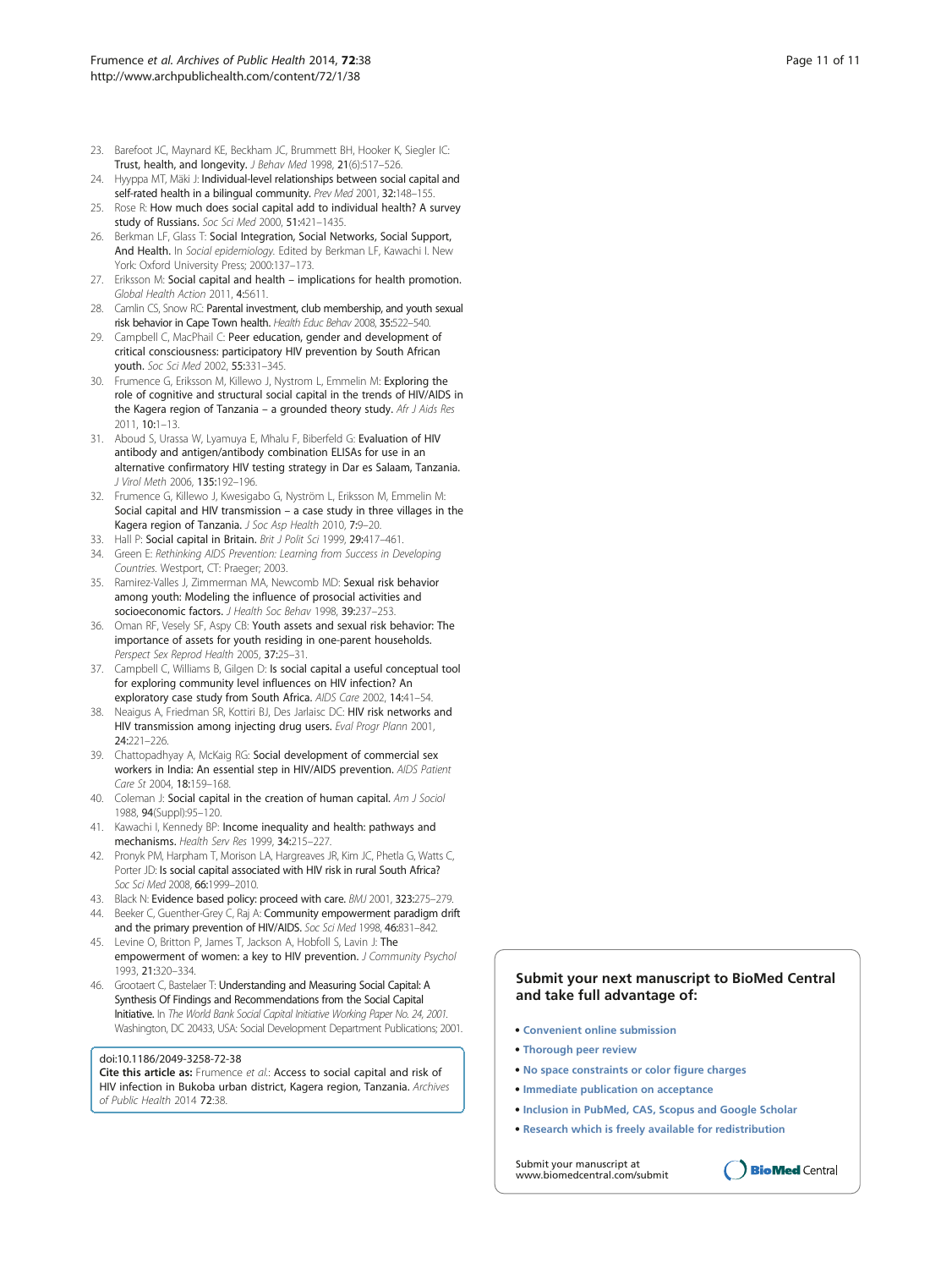23. Barefoot JC, Maynard KE, Beckham JC, Brummett BH, Hooker K, Siegler IC: **Trust, health, and longevity.** *J Behav Med* 1998, **21**(6):517–526.
24. Hyyppa MT, Mäki J: **Individual-level relationships between social capital and self-rated health in a bilingual community.** *Prev Med* 2001, **32**:148–155.
25. Rose R: **How much does social capital add to individual health? A survey study of Russians.** *Soc Sci Med* 2000, **51**:421–1435.
26. Berkman LF, Glass T: **Social Integration, Social Networks, Social Support, And Health.** In *Social epidemiology*. Edited by Berkman LF, Kawachi I. New York: Oxford University Press; 2000:137–173.
27. Eriksson M: **Social capital and health – implications for health promotion.** *Global Health Action* 2011, **4**:5611.
28. Camlin CS, Snow RC: **Parental investment, club membership, and youth sexual risk behavior in Cape Town health.** *Health Educ Behav* 2008, **35**:522–540.
29. Campbell C, MacPhail C: **Peer education, gender and development of critical consciousness: participatory HIV prevention by South African youth.** *Soc Sci Med* 2002, **55**:331–345.
30. Frumence G, Eriksson M, Killewo J, Nystrom L, Emmelin M: **Exploring the role of cognitive and structural social capital in the trends of HIV/AIDS in the Kagera region of Tanzania – a grounded theory study.** *Afr J Aids Res* 2011, **10**:1–13.
31. Aboud S, Urassa W, Lyamuya E, Mhalu F, Biberfeld G: **Evaluation of HIV antibody and antigen/antibody combination ELISAs for use in an alternative confirmatory HIV testing strategy in Dar es Salaam, Tanzania.** *J Virol Meth* 2006, **135**:192–196.
32. Frumence G, Killewo J, Kwesigabo G, Nyström L, Eriksson M, Emmelin M: **Social capital and HIV transmission – a case study in three villages in the Kagera region of Tanzania.** *J Soc Asp Health* 2010, **7**:9–20.
33. Hall P: **Social capital in Britain.** *Brit J Polit Sci* 1999, **29**:417–461.
34. Green E: *Rethinking AIDS Prevention: Learning from Success in Developing Countries*. Westport, CT: Praeger; 2003.
35. Ramirez-Valles J, Zimmerman MA, Newcomb MD: **Sexual risk behavior among youth: Modeling the influence of prosocial activities and socioeconomic factors.** *J Health Soc Behav* 1998, **39**:237–253.
36. Oman RF, Vesely SF, Aspy CB: **Youth assets and sexual risk behavior: The importance of assets for youth residing in one-parent households.** *Perspect Sex Reprod Health* 2005, **37**:25–31.
37. Campbell C, Williams B, Gilgen D: **Is social capital a useful conceptual tool for exploring community level influences on HIV infection? An exploratory case study from South Africa.** *AIDS Care* 2002, **14**:41–54.
38. Neaigus A, Friedman SR, Kottiri BJ, Des Jarlaisc DC: **HIV risk networks and HIV transmission among injecting drug users.** *Eval Progr Plann* 2001, **24**:221–226.
39. Chattopadhyay A, McKaig RG: **Social development of commercial sex workers in India: An essential step in HIV/AIDS prevention.** *AIDS Patient Care St* 2004, **18**:159–168.
40. Coleman J: **Social capital in the creation of human capital.** *Am J Sociol* 1988, **94**(Suppl):95–120.
41. Kawachi I, Kennedy BP: **Income inequality and health: pathways and mechanisms.** *Health Serv Res* 1999, **34**:215–227.
42. Pronyk PM, Harpham T, Morison LA, Hargreaves JR, Kim JC, Phetla G, Watts C, Porter JD: **Is social capital associated with HIV risk in rural South Africa?** *Soc Sci Med* 2008, **66**:1999–2010.
43. Black N: **Evidence based policy: proceed with care.** *BMJ* 2001, **323**:275–279.
44. Beeker C, Guenther-Grey C, Raj A: **Community empowerment paradigm drift and the primary prevention of HIV/AIDS.** *Soc Sci Med* 1998, **46**:831–842.
45. Levine O, Britton P, James T, Jackson A, Hobfoll S, Lavin J: **The empowerment of women: a key to HIV prevention.** *J Community Psychol* 1993, **21**:320–334.
46. Grootaert C, Bastelaer T: **Understanding and Measuring Social Capital: A Synthesis Of Findings and Recommendations from the Social Capital Initiative.** In *The World Bank Social Capital Initiative Working Paper No. 24, 2001*. Washington, DC 20433, USA: Social Development Department Publications; 2001.

doi:10.1186/2049-3258-72-38

**Cite this article as:** Frumence *et al.*: Access to social capital and risk of HIV infection in Bukoba urban district, Kagera region, Tanzania. *Archives of Public Health* 2014 **72**:38.

**Submit your next manuscript to BioMed Central and take full advantage of:**

- Convenient online submission
- Thorough peer review
- No space constraints or color figure charges
- Immediate publication on acceptance
- Inclusion in PubMed, CAS, Scopus and Google Scholar
- Research which is freely available for redistribution

Submit your manuscript at www.biomedcentral.com/submit

BioMed Central